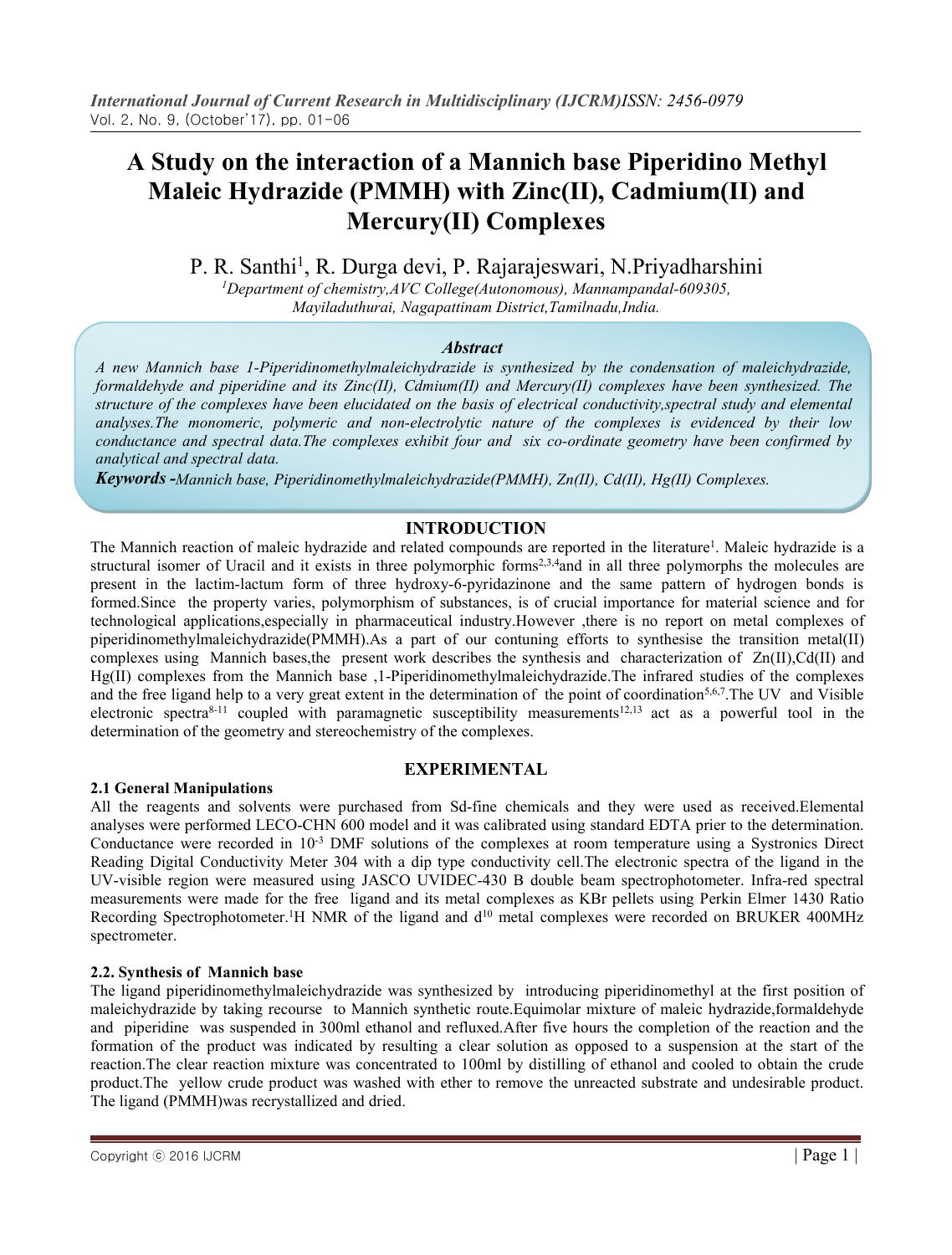# A Study on the interaction of a Mannich base Piperidino Methyl Maleic Hydrazide (PMMH) with Zinc(II), Cadmium(II) and Mercury(II) Complexes

P. R. Santhi[1], R. Durga devi, P. Rajarajeswari, N.Priyadharshini

[1]*Department of chemistry,AVC College(Autonomous), Mannampandal-609305, Mayiladuthurai, Nagapattinam District,Tamilnadu,India.*

### *Abstract*

*A new Mannich base 1-Piperidinomethylmaleichydrazide is synthesized by the condensation of maleichydrazide, formaldehyde and piperidine and its Zinc(II), Cdmium(II) and Mercury(II) complexes have been synthesized. The structure of the complexes have been elucidated on the basis of electrical conductivity,spectral study and elemental analyses.The monomeric, polymeric and non-electrolytic nature of the complexes is evidenced by their low conductance and spectral data.The complexes exhibit four and six co-ordinate geometry have been confirmed by analytical and spectral data.*

***Keywords -****Mannich base, Piperidinomethylmaleichydrazide(PMMH), Zn(II), Cd(II), Hg(II) Complexes.*

## INTRODUCTION

The Mannich reaction of maleic hydrazide and related compounds are reported in the literature[1]. Maleic hydrazide is a structural isomer of Uracil and it exists in three polymorphic forms[2,3,4]and in all three polymorphs the molecules are present in the lactim-lactum form of three hydroxy-6-pyridazinone and the same pattern of hydrogen bonds is formed.Since the property varies, polymorphism of substances, is of crucial importance for material science and for technological applications,especially in pharmaceutical industry.However ,there is no report on metal complexes of piperidinomethylmaleichydrazide(PMMH).As a part of our contuning efforts to synthesise the transition metal(II) complexes using Mannich bases,the present work describes the synthesis and characterization of Zn(II),Cd(II) and Hg(II) complexes from the Mannich base ,1-Piperidinomethylmaleichydrazide.The infrared studies of the complexes and the free ligand help to a very great extent in the determination of the point of coordination[5,6,7].The UV and Visible electronic spectra[8-11] coupled with paramagnetic susceptibility measurements[12,13] act as a powerful tool in the determination of the geometry and stereochemistry of the complexes.

## EXPERIMENTAL

### 2.1 General Manipulations

All the reagents and solvents were purchased from Sd-fine chemicals and they were used as received.Elemental analyses were performed LECO-CHN 600 model and it was calibrated using standard EDTA prier to the determination. Conductance were recorded in $10^{-3}$ DMF solutions of the complexes at room temperature using a Systronics Direct Reading Digital Conductivity Meter 304 with a dip type conductivity cell.The electronic spectra of the ligand in the UV-visible region were measured using JASCO UVIDEC-430 B double beam spectrophotometer. Infra-red spectral measurements were made for the free ligand and its metal complexes as KBr pellets using Perkin Elmer 1430 Ratio Recording Spectrophotometer.$^{1}H$ NMR of the ligand and $d^{10}$ metal complexes were recorded on BRUKER 400MHz spectrometer.

### 2.2. Synthesis of Mannich base

The ligand piperidinomethylmaleichydrazide was synthesized by introducing piperidinomethyl at the first position of maleichydrazide by taking recourse to Mannich synthetic route.Equimolar mixture of maleic hydrazide,formaldehyde and piperidine was suspended in 300ml ethanol and refluxed.After five hours the completion of the reaction and the formation of the product was indicated by resulting a clear solution as opposed to a suspension at the start of the reaction.The clear reaction mixture was concentrated to 100ml by distilling of ethanol and cooled to obtain the crude product.The yellow crude product was washed with ether to remove the unreacted substrate and undesirable product. The ligand (PMMH)was recrystallized and dried.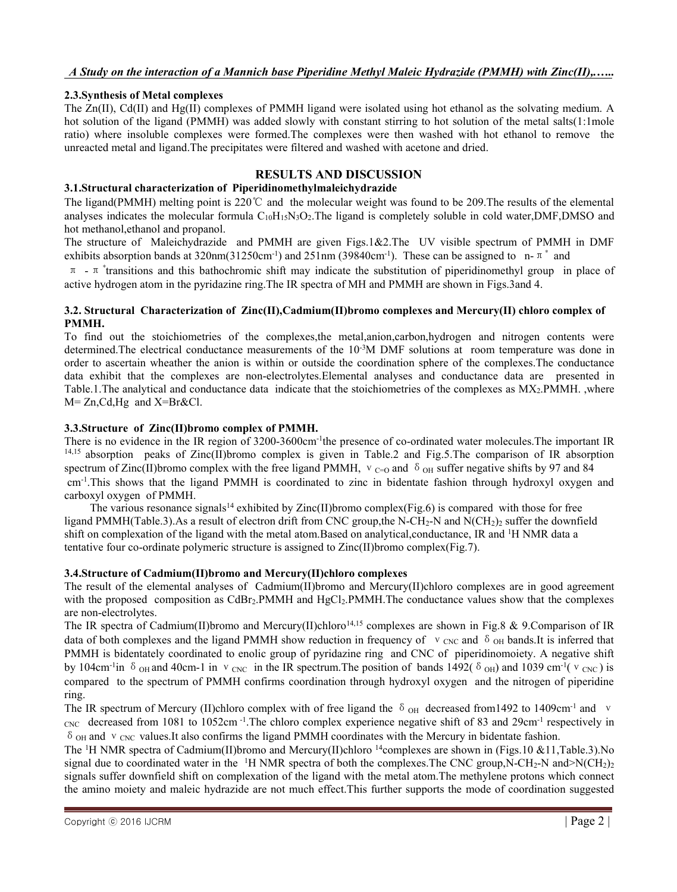### 2.3.Synthesis of Metal complexes

The Zn(II), Cd(II) and Hg(II) complexes of PMMH ligand were isolated using hot ethanol as the solvating medium. A hot solution of the ligand (PMMH) was added slowly with constant stirring to hot solution of the metal salts(1:1mole ratio) where insoluble complexes were formed.The complexes were then washed with hot ethanol to remove the unreacted metal and ligand.The precipitates were filtered and washed with acetone and dried.

## RESULTS AND DISCUSSION

### 3.1.Structural characterization of Piperidinomethylmaleichydrazide

The ligand(PMMH) melting point is 220℃ and the molecular weight was found to be 209.The results of the elemental analyses indicates the molecular formula $C_{10}H_{15}N_3O_2$.The ligand is completely soluble in cold water,DMF,DMSO and hot methanol,ethanol and propanol.

The structure of Maleichydrazide and PMMH are given Figs.1&2.The UV visible spectrum of PMMH in DMF exhibits absorption bands at 320nm(31250cm$^{-1}$) and 251nm (39840cm$^{-1}$). These can be assigned to n-$\pi^*$ and $\pi$ - $\pi^*$transitions and this bathochromic shift may indicate the substitution of piperidinomethyl group in place of active hydrogen atom in the pyridazine ring.The IR spectra of MH and PMMH are shown in Figs.3and 4.

### 3.2. Structural Characterization of Zinc(II),Cadmium(II)bromo complexes and Mercury(II) chloro complex of PMMH.

To find out the stoichiometries of the complexes,the metal,anion,carbon,hydrogen and nitrogen contents were determined.The electrical conductance measurements of the $10^{-3}$M DMF solutions at room temperature was done in order to ascertain wheather the anion is within or outside the coordination sphere of the complexes.The conductance data exhibit that the complexes are non-electrolytes.Elemental analyses and conductance data are presented in Table.1.The analytical and conductance data indicate that the stoichiometries of the complexes as $MX_2$.PMMH. ,where M= Zn,Cd,Hg and X=Br&Cl.

### 3.3.Structure of Zinc(II)bromo complex of PMMH.

There is no evidence in the IR region of 3200-3600cm$^{-1}$the presence of co-ordinated water molecules.The important IR [14,15] absorption peaks of Zinc(II)bromo complex is given in Table.2 and Fig.5.The comparison of IR absorption spectrum of Zinc(II)bromo complex with the free ligand PMMH, $\nu_{C=O}$ and $\delta_{OH}$ suffer negative shifts by 97 and 84 cm$^{-1}$.This shows that the ligand PMMH is coordinated to zinc in bidentate fashion through hydroxyl oxygen and carboxyl oxygen of PMMH.

The various resonance signals[14] exhibited by Zinc(II)bromo complex(Fig.6) is compared with those for free ligand PMMH(Table.3).As a result of electron drift from CNC group,the N-$CH_2$-N and $N(CH_2)_2$ suffer the downfield shift on complexation of the ligand with the metal atom.Based on analytical,conductance, IR and $^1$H NMR data a tentative four co-ordinate polymeric structure is assigned to Zinc(II)bromo complex(Fig.7).

### 3.4.Structure of Cadmium(II)bromo and Mercury(II)chloro complexes

The result of the elemental analyses of Cadmium(II)bromo and Mercury(II)chloro complexes are in good agreement with the proposed composition as $CdBr_2$.PMMH and $HgCl_2$.PMMH.The conductance values show that the complexes are non-electrolytes.

The IR spectra of Cadmium(II)bromo and Mercury(II)chloro[14,15] complexes are shown in Fig.8 & 9.Comparison of IR data of both complexes and the ligand PMMH show reduction in frequency of $\nu_{CNC}$ and $\delta_{OH}$ bands.It is inferred that PMMH is bidentately coordinated to enolic group of pyridazine ring and CNC of piperidinomoiety. A negative shift by 104cm$^{-1}$in $\delta_{OH}$ and 40cm-1 in $\nu_{CNC}$ in the IR spectrum.The position of bands 1492($\delta_{OH}$) and 1039 cm$^{-1}$($\nu_{CNC}$) is compared to the spectrum of PMMH confirms coordination through hydroxyl oxygen and the nitrogen of piperidine ring.

The IR spectrum of Mercury (II)chloro complex with of free ligand the $\delta_{OH}$ decreased from1492 to 1409cm$^{-1}$ and $\nu_{CNC}$ decreased from 1081 to 1052cm$^{-1}$.The chloro complex experience negative shift of 83 and 29cm$^{-1}$ respectively in $\delta_{OH}$ and $\nu_{CNC}$ values.It also confirms the ligand PMMH coordinates with the Mercury in bidentate fashion.

The $^1$H NMR spectra of Cadmium(II)bromo and Mercury(II)chloro [14]complexes are shown in (Figs.10 &11,Table.3).No signal due to coordinated water in the $^1$H NMR spectra of both the complexes.The CNC group,N-$CH_2$-N and>$N(CH_2)_2$ signals suffer downfield shift on complexation of the ligand with the metal atom.The methylene protons which connect the amino moiety and maleic hydrazide are not much effect.This further supports the mode of coordination suggested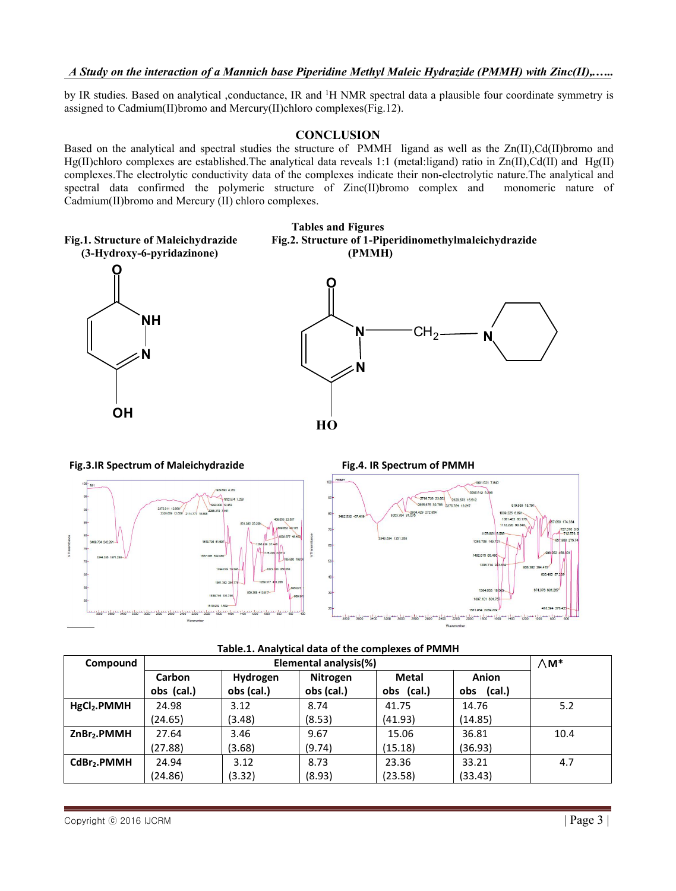by IR studies. Based on analytical ,conductance, IR and [1]H NMR spectral data a plausible four coordinate symmetry is assigned to Cadmium(II)bromo and Mercury(II)chloro complexes(Fig.12).

## CONCLUSION

Based on the analytical and spectral studies the structure of PMMH ligand as well as the Zn(II),Cd(II)bromo and Hg(II)chloro complexes are established.The analytical data reveals 1:1 (metal:ligand) ratio in Zn(II),Cd(II) and Hg(II) complexes.The electrolytic conductivity data of the complexes indicate their non-electrolytic nature.The analytical and spectral data confirmed the polymeric structure of Zinc(II)bromo complex and monomeric nature of Cadmium(II)bromo and Mercury (II) chloro complexes.

## Tables and Figures

**Fig.1. Structure of Maleichydrazide (3-Hydroxy-6-pyridazinone)**

**Fig.2. Structure of 1-Piperidinomethylmaleichydrazide (PMMH)**

**Fig.3.IR Spectrum of Maleichydrazide**

**Fig.4. IR Spectrum of PMMH**

**Table.1. Analytical data of the complexes of PMMH**

| Compound | Elemental analysis(%) | | | | | ∧M* |
|---|---|---|---|---|---|---|
| | Carbon obs (cal.) | Hydrogen obs (cal.) | Nitrogen obs (cal.) | Metal obs (cal.) | Anion obs (cal.) | |
| $HgCl_2$.PMMH | 24.98 (24.65) | 3.12 (3.48) | 8.74 (8.53) | 41.75 (41.93) | 14.76 (14.85) | 5.2 |
| $ZnBr_2$.PMMH | 27.64 (27.88) | 3.46 (3.68) | 9.67 (9.74) | 15.06 (15.18) | 36.81 (36.93) | 10.4 |
| $CdBr_2$.PMMH | 24.94 (24.86) | 3.12 (3.32) | 8.73 (8.93) | 23.36 (23.58) | 33.21 (33.43) | 4.7 |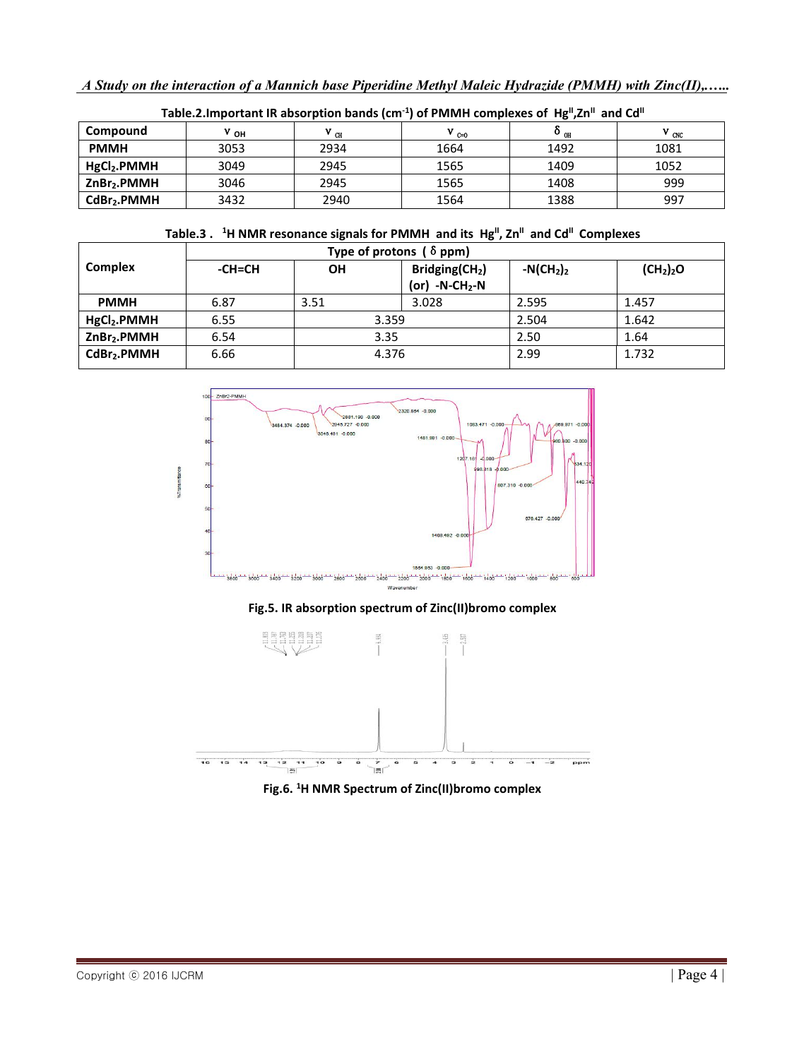**Table.2.Important IR absorption bands (cm$^{-1}$) of PMMH complexes of $Hg^{II}$, $Zn^{II}$ and $Cd^{II}$**

| Compound | $\nu_{OH}$ | $\nu_{CH}$ | $\nu_{C=O}$ | $\delta_{OH}$ | $\nu_{CNC}$ |
|---|---|---|---|---|---|
| PMMH | 3053 | 2934 | 1664 | 1492 | 1081 |
| $HgCl_2$.PMMH | 3049 | 2945 | 1565 | 1409 | 1052 |
| $ZnBr_2$.PMMH | 3046 | 2945 | 1565 | 1408 | 999 |
| $CdBr_2$.PMMH | 3432 | 2940 | 1564 | 1388 | 997 |

**Table.3 . $^{1}$H NMR resonance signals for PMMH and its $Hg^{II}$, $Zn^{II}$ and $Cd^{II}$ Complexes**

| Complex | Type of protons ( δ ppm) | | | | |
|---|---|---|---|---|---|
| | -CH=CH | OH | Bridging($CH_2$) (or) -N-$CH_2$-N | -N($CH_2$)$_2$ | ($CH_2$)$_2$O |
| PMMH | 6.87 | 3.51 | 3.028 | 2.595 | 1.457 |
| $HgCl_2$.PMMH | 6.55 | 3.359 | | 2.504 | 1.642 |
| $ZnBr_2$.PMMH | 6.54 | 3.35 | | 2.50 | 1.64 |
| $CdBr_2$.PMMH | 6.66 | 4.376 | | 2.99 | 1.732 |

**Fig.5. IR absorption spectrum of Zinc(II)bromo complex**

**Fig.6. $^{1}$H NMR Spectrum of Zinc(II)bromo complex**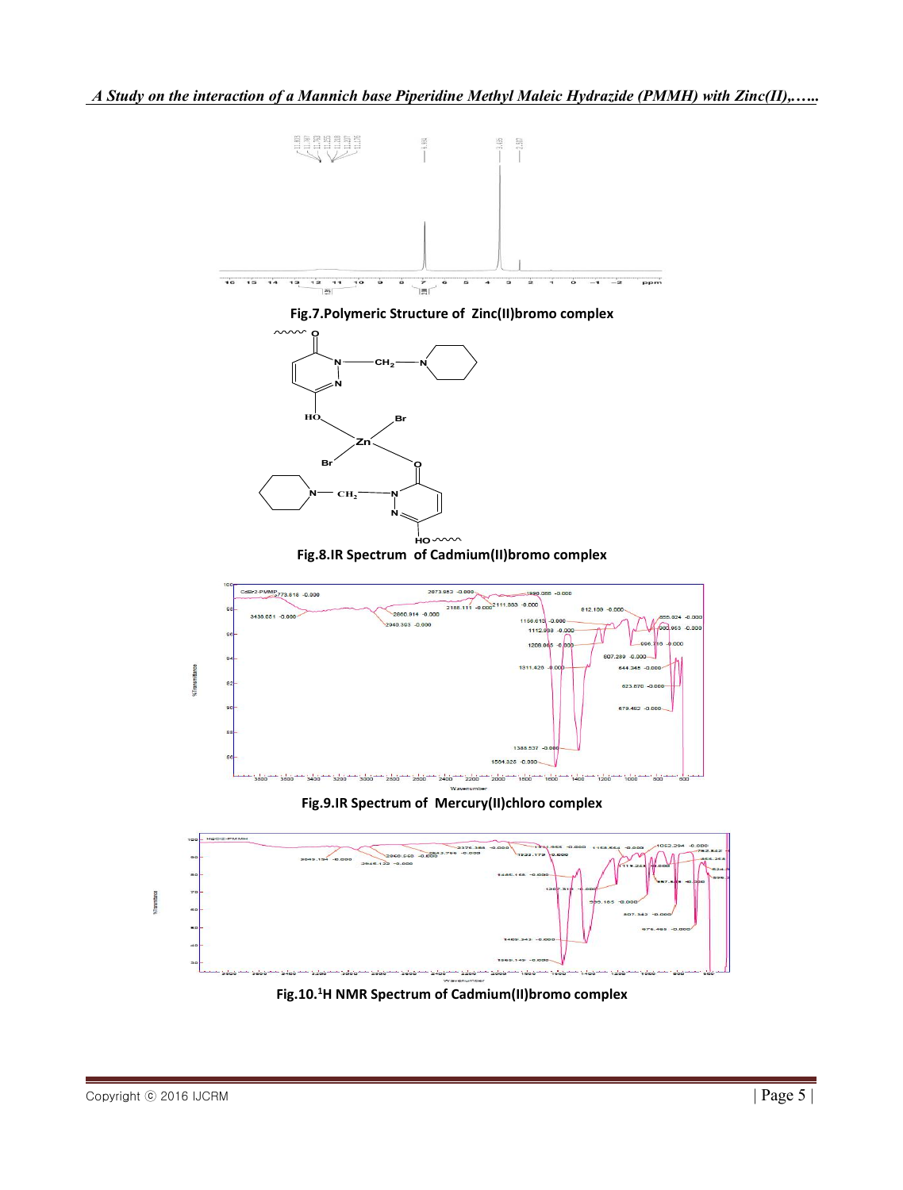Fig.7.Polymeric Structure of Zinc(II)bromo complex

Fig.8.IR Spectrum of Cadmium(II)bromo complex

Fig.9.IR Spectrum of Mercury(II)chloro complex

Fig.10.[1]H NMR Spectrum of Cadmium(II)bromo complex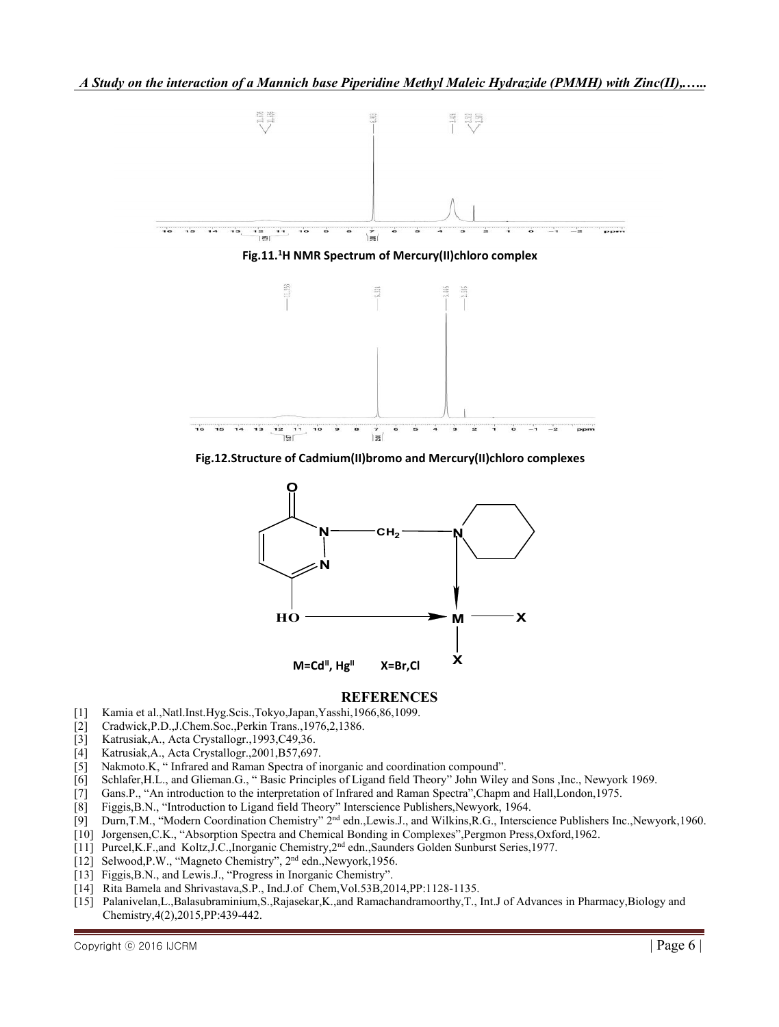Fig.11.[1]H NMR Spectrum of Mercury(II)chloro complex

Fig.12.Structure of Cadmium(II)bromo and Mercury(II)chloro complexes

$M=Cd^{II}$, $Hg^{II}$ X=Br,Cl

## REFERENCES

[1] Kamia et al.,Natl.Inst.Hyg.Scis.,Tokyo,Japan,Yasshi,1966,86,1099.
[2] Cradwick,P.D.,J.Chem.Soc.,Perkin Trans.,1976,2,1386.
[3] Katrusiak,A., Acta Crystallogr.,1993,C49,36.
[4] Katrusiak,A., Acta Crystallogr.,2001,B57,697.
[5] Nakmoto.K, " Infrared and Raman Spectra of inorganic and coordination compound".
[6] Schlafer,H.L., and Glieman.G., " Basic Principles of Ligand field Theory" John Wiley and Sons ,Inc., Newyork 1969.
[7] Gans.P., "An introduction to the interpretation of Infrared and Raman Spectra",Chapm and Hall,London,1975.
[8] Figgis,B.N., "Introduction to Ligand field Theory" Interscience Publishers,Newyork, 1964.
[9] Durn,T.M., "Modern Coordination Chemistry" 2nd edn.,Lewis.J., and Wilkins,R.G., Interscience Publishers Inc.,Newyork,1960.
[10] Jorgensen,C.K., "Absorption Spectra and Chemical Bonding in Complexes",Pergmon Press,Oxford,1962.
[11] Purcel,K.F.,and Koltz,J.C.,Inorganic Chemistry,2nd edn.,Saunders Golden Sunburst Series,1977.
[12] Selwood,P.W., "Magneto Chemistry", 2nd edn.,Newyork,1956.
[13] Figgis,B.N., and Lewis.J., "Progress in Inorganic Chemistry".
[14] Rita Bamela and Shrivastava,S.P., Ind.J.of Chem,Vol.53B,2014,PP:1128-1135.
[15] Palanivelan,L.,Balasubraminium,S.,Rajasekar,K.,and Ramachandramoorthy,T., Int.J of Advances in Pharmacy,Biology and Chemistry,4(2),2015,PP:439-442.